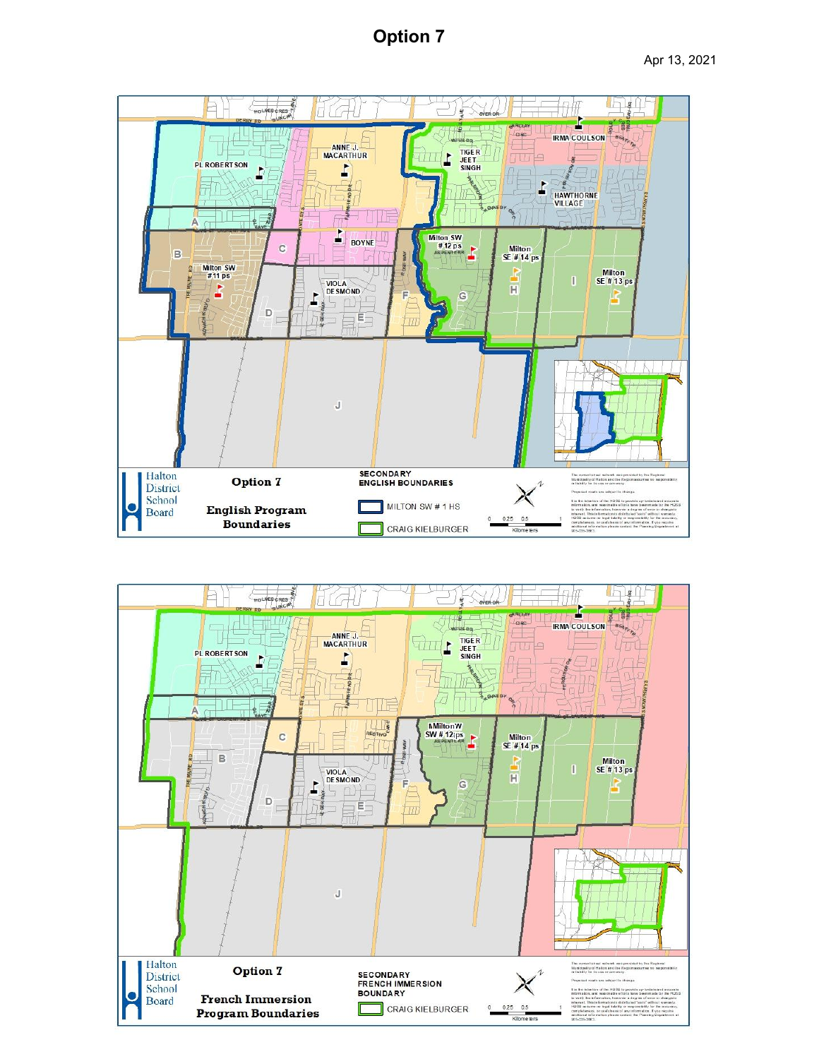# Option 7

Apr 13, 2021

**Halton District School Board**

**Option 7**

**English Program Boundaries**

**SECONDARY ENGLISH BOUNDARIES**

- MILTON SW # 1 HS
- CRAIG KIELBURGER

**Halton District School Board**

**Option 7**

**French Immersion Program Boundaries**

**SECONDARY FRENCH IMMERSION BOUNDARY**

- CRAIG KIELBURGER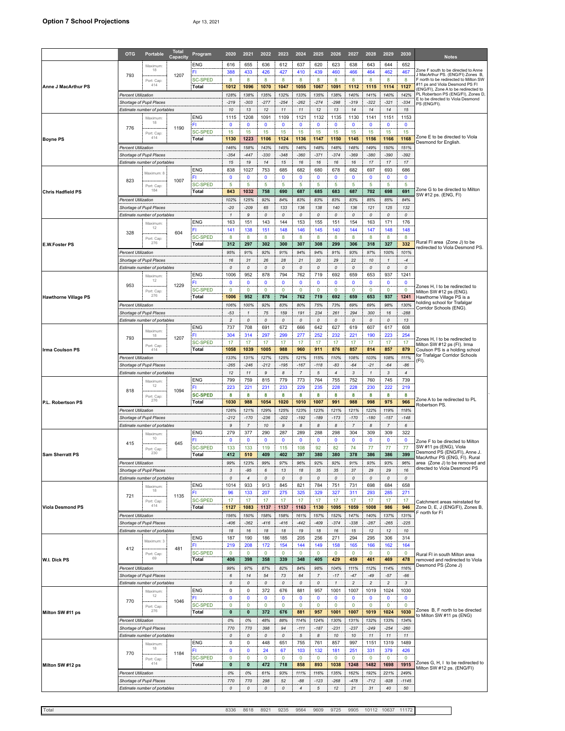**Option 7 School Projections** Apr 13, 2021

| School | OTG | Portable | Total Capacity | Program | 2020 | 2021 | 2022 | 2023 | 2024 | 2025 | 2026 | 2027 | 2028 | 2029 | 2030 | Notes |
|---|---|---|---|---|---|---|---|---|---|---|---|---|---|---|---|---|
| Anne J MacArthur PS | 793 | Maximum: 18; Port. Cap: 414 | 1207 | ENG | 616 | 655 | 636 | 612 | 637 | 620 | 623 | 638 | 643 | 644 | 652 | Zone F south to be directed to Anne J MacArthur PS. (ENG/FI) Zones B, F north to be redirected to Milton SW #11 ps and Viola Desmond PS FI (ENG/FI), Zone A to be redirected to PL Robertson PS (ENG/FI), Zones D, E to be directed to Viola Desmond PS (ENG/FI). |
| | | | | FI | 388 | 433 | 426 | 427 | 410 | 439 | 460 | 466 | 464 | 462 | 467 | |
| | | | | SC-SPED | 8 | 8 | 8 | 8 | 8 | 8 | 8 | 8 | 8 | 8 | 8 | |
| | | | | Total | 1012 | 1096 | 1070 | 1047 | 1055 | 1067 | 1091 | 1112 | 1115 | 1114 | 1127 | |
| | Percent Utilization | | | | 128% | 138% | 135% | 132% | 133% | 135% | 138% | 140% | 141% | 140% | 142% | |
| | Shortage of Pupil Places | | | | -219 | -303 | -277 | -254 | -262 | -274 | -298 | -319 | -322 | -321 | -334 | |
| | Estimate number of portables | | | | 10 | 13 | 12 | 11 | 11 | 12 | 13 | 14 | 14 | 14 | 15 | |
| Boyne PS | 776 | Maximum: 18; Port. Cap: 414 | 1190 | ENG | 1115 | 1208 | 1091 | 1109 | 1121 | 1132 | 1135 | 1130 | 1141 | 1151 | 1153 | Zone E to be directed to Viola Desmond for English. |
| | | | | FI | 0 | 0 | 0 | 0 | 0 | 0 | 0 | 0 | 0 | 0 | 0 | |
| | | | | SC-SPED | 15 | 15 | 15 | 15 | 15 | 15 | 15 | 15 | 15 | 15 | 15 | |
| | | | | Total | 1130 | 1223 | 1106 | 1124 | 1136 | 1147 | 1150 | 1145 | 1156 | 1166 | 1168 | |
| | Percent Utilization | | | | 146% | 158% | 143% | 145% | 146% | 148% | 148% | 148% | 149% | 150% | 151% | |
| | Shortage of Pupil Places | | | | -354 | -447 | -330 | -348 | -360 | -371 | -374 | -369 | -380 | -390 | -392 | |
| | Estimate number of portables | | | | 15 | 19 | 14 | 15 | 16 | 16 | 16 | 16 | 17 | 17 | 17 | |
| Chris Hadfield PS | 823 | Maximum: 8; Port. Cap: 184 | 1007 | ENG | 838 | 1027 | 753 | 685 | 682 | 680 | 678 | 682 | 697 | 693 | 686 | Zone G to be directed to Milton SW #12 ps. (ENG, FI) |
| | | | | FI | 0 | 0 | 0 | 0 | 0 | 0 | 0 | 0 | 0 | 0 | 0 | |
| | | | | SC-SPED | 5 | 5 | 5 | 5 | 5 | 5 | 5 | 5 | 5 | 5 | 5 | |
| | | | | Total | 843 | 1032 | 758 | 690 | 687 | 685 | 683 | 687 | 702 | 698 | 691 | |
| | Percent Utilization | | | | 102% | 125% | 92% | 84% | 83% | 83% | 83% | 83% | 85% | 85% | 84% | |
| | Shortage of Pupil Places | | | | -20 | -209 | 65 | 133 | 136 | 138 | 140 | 136 | 121 | 125 | 132 | |
| | Estimate number of portables | | | | 1 | 9 | 0 | 0 | 0 | 0 | 0 | 0 | 0 | 0 | 0 | |
| E.W.Foster PS | 328 | Maximum: 12; Port. Cap: 276 | 604 | ENG | 163 | 151 | 143 | 144 | 153 | 155 | 151 | 154 | 163 | 171 | 176 | Rural FI area (Zone J) to be redirected to Viola Desmond PS. |
| | | | | FI | 141 | 138 | 151 | 148 | 146 | 145 | 140 | 144 | 147 | 148 | 148 | |
| | | | | SC-SPED | 8 | 8 | 8 | 8 | 8 | 8 | 8 | 8 | 8 | 8 | 8 | |
| | | | | Total | 312 | 297 | 302 | 300 | 307 | 308 | 299 | 306 | 318 | 327 | 332 | |
| | Percent Utilization | | | | 95% | 91% | 92% | 91% | 94% | 94% | 91% | 93% | 97% | 100% | 101% | |
| | Shortage of Pupil Places | | | | 16 | 31 | 26 | 28 | 21 | 20 | 29 | 22 | 10 | 1 | -4 | |
| | Estimate number of portables | | | | 0 | 0 | 0 | 0 | 0 | 0 | 0 | 0 | 0 | 0 | 0 | |
| Hawthorne Village PS | 953 | Maximum: 12; Port. Cap: 276 | 1229 | ENG | 1006 | 952 | 878 | 794 | 762 | 719 | 692 | 659 | 653 | 937 | 1241 | Zones H, I to be redirected to Milton SW #12 ps (ENG). Hawthorne Village PS is a holding school for Trafalgar Corridor Schools (ENG). |
| | | | | FI | 0 | 0 | 0 | 0 | 0 | 0 | 0 | 0 | 0 | 0 | 0 | |
| | | | | SC-SPED | 0 | 0 | 0 | 0 | 0 | 0 | 0 | 0 | 0 | 0 | 0 | |
| | | | | Total | 1006 | 952 | 878 | 794 | 762 | 719 | 692 | 659 | 653 | 937 | 1241 | |
| | Percent Utilization | | | | 106% | 100% | 92% | 83% | 80% | 75% | 73% | 69% | 69% | 98% | 130% | |
| | Shortage of Pupil Places | | | | -53 | 1 | 75 | 159 | 191 | 234 | 261 | 294 | 300 | 16 | -288 | |
| | Estimate number of portables | | | | 2 | 0 | 0 | 0 | 0 | 0 | 0 | 0 | 0 | 0 | 13 | |
| Irma Coulson PS | 793 | Maximum: 18; Port. Cap: 414 | 1207 | ENG | 737 | 708 | 691 | 672 | 666 | 642 | 627 | 619 | 607 | 617 | 608 | Zones H, I to be redirected to Milton SW #12 ps (FI). Irma Coulson PS is a holding school for Trafalgar Corridor Schools (FI). |
| | | | | FI | 304 | 314 | 297 | 299 | 277 | 252 | 232 | 221 | 190 | 223 | 254 | |
| | | | | SC-SPED | 17 | 17 | 17 | 17 | 17 | 17 | 17 | 17 | 17 | 17 | 17 | |
| | | | | Total | 1058 | 1039 | 1005 | 988 | 960 | 911 | 876 | 857 | 814 | 857 | 879 | |
| | Percent Utilization | | | | 133% | 131% | 127% | 125% | 121% | 115% | 110% | 108% | 103% | 108% | 111% | |
| | Shortage of Pupil Places | | | | -265 | -246 | -212 | -195 | -167 | -118 | -83 | -64 | -21 | -64 | -86 | |
| | Estimate number of portables | | | | 12 | 11 | 9 | 8 | 7 | 5 | 4 | 3 | 1 | 3 | 4 | |
| P.L. Robertson PS | 818 | Maximum: 12; Port. Cap: 276 | 1094 | ENG | 799 | 759 | 815 | 779 | 773 | 764 | 755 | 752 | 760 | 745 | 739 | Zone A to be redirected to PL Robertson PS. |
| | | | | FI | 223 | 221 | 231 | 233 | 229 | 235 | 228 | 228 | 230 | 222 | 219 | |
| | | | | SC-SPED | 8 | 8 | 8 | 8 | 8 | 8 | 8 | 8 | 8 | 8 | 8 | |
| | | | | Total | 1030 | 988 | 1054 | 1020 | 1010 | 1007 | 991 | 988 | 998 | 975 | 966 | |
| | Percent Utilization | | | | 126% | 121% | 129% | 125% | 123% | 123% | 121% | 121% | 122% | 119% | 118% | |
| | Shortage of Pupil Places | | | | -212 | -170 | -236 | -202 | -192 | -189 | -173 | -170 | -180 | -157 | -148 | |
| | Estimate number of portables | | | | 9 | 7 | 10 | 9 | 8 | 8 | 8 | 7 | 8 | 7 | 6 | |
| Sam Sherratt PS | 415 | Maximum: 10; Port. Cap: 230 | 645 | ENG | 279 | 377 | 290 | 287 | 289 | 288 | 298 | 304 | 309 | 309 | 322 | Zone F to be directed to Milton SW #11 ps (ENG), Viola Desmond PS (ENG/FI), Anne J. MacArthur PS (ENG, FI). Rural area (Zone J) to be removed and directed to Viola Desmond PS |
| | | | | FI | 0 | 0 | 0 | 0 | 0 | 0 | 0 | 0 | 0 | 0 | 0 | |
| | | | | SC-SPED | 133 | 133 | 119 | 115 | 108 | 92 | 82 | 74 | 77 | 77 | 77 | |
| | | | | Total | 412 | 510 | 409 | 402 | 397 | 380 | 380 | 378 | 386 | 386 | 399 | |
| | Percent Utilization | | | | 99% | 123% | 99% | 97% | 96% | 92% | 92% | 91% | 93% | 93% | 96% | |
| | Shortage of Pupil Places | | | | 3 | -95 | 6 | 13 | 18 | 35 | 35 | 37 | 29 | 29 | 16 | |
| | Estimate number of portables | | | | 0 | 4 | 0 | 0 | 0 | 0 | 0 | 0 | 0 | 0 | 0 | |
| Viola Desmond PS | 721 | Maximum: 18; Port. Cap: 414 | 1135 | ENG | 1014 | 933 | 913 | 845 | 821 | 784 | 751 | 731 | 698 | 684 | 658 | Catchment areas reinstated for Zone D, E, J (ENG/FI), Zones B, F north for FI |
| | | | | FI | 96 | 133 | 207 | 275 | 325 | 329 | 327 | 311 | 293 | 285 | 271 | |
| | | | | SC-SPED | 17 | 17 | 17 | 17 | 17 | 17 | 17 | 17 | 17 | 17 | 17 | |
| | | | | Total | 1127 | 1083 | 1137 | 1137 | 1163 | 1130 | 1095 | 1059 | 1008 | 986 | 946 | |
| | Percent Utilization | | | | 156% | 150% | 158% | 158% | 161% | 157% | 152% | 147% | 140% | 137% | 131% | |
| | Shortage of Pupil Places | | | | -406 | -362 | -416 | -416 | -442 | -409 | -374 | -338 | -287 | -265 | -225 | |
| | Estimate number of portables | | | | 18 | 16 | 18 | 18 | 19 | 18 | 16 | 15 | 12 | 12 | 10 | |
| W.I. Dick PS | 412 | Maximum: 3; Port. Cap: 69 | 481 | ENG | 187 | 190 | 186 | 185 | 205 | 256 | 271 | 294 | 295 | 306 | 314 | Rural FI in south Milton area removed and redirected to Viola Desmond PS (Zone J) |
| | | | | FI | 219 | 208 | 172 | 154 | 144 | 149 | 158 | 165 | 166 | 162 | 164 | |
| | | | | SC-SPED | 0 | 0 | 0 | 0 | 0 | 0 | 0 | 0 | 0 | 0 | 0 | |
| | | | | Total | 406 | 398 | 358 | 339 | 348 | 405 | 429 | 459 | 461 | 469 | 478 | |
| | Percent Utilization | | | | 99% | 97% | 87% | 82% | 84% | 98% | 104% | 111% | 112% | 114% | 116% | |
| | Shortage of Pupil Places | | | | 6 | 14 | 54 | 73 | 64 | 7 | -17 | -47 | -49 | -57 | -66 | |
| | Estimate number of portables | | | | 0 | 0 | 0 | 0 | 0 | 0 | 1 | 2 | 2 | 2 | 3 | |
| Milton SW #11 ps | 770 | Maximum: 12; Port. Cap: 276 | 1046 | ENG | 0 | 0 | 372 | 676 | 881 | 957 | 1001 | 1007 | 1019 | 1024 | 1030 | Zones B, F north to be directed to Milton SW #11 ps (ENG) |
| | | | | FI | 0 | 0 | 0 | 0 | 0 | 0 | 0 | 0 | 0 | 0 | 0 | |
| | | | | SC-SPED | 0 | 0 | 0 | 0 | 0 | 0 | 0 | 0 | 0 | 0 | 0 | |
| | | | | Total | 0 | 0 | 372 | 676 | 881 | 957 | 1001 | 1007 | 1019 | 1024 | 1030 | |
| | Percent Utilization | | | | 0% | 0% | 48% | 88% | 114% | 124% | 130% | 131% | 132% | 133% | 134% | |
| | Shortage of Pupil Places | | | | 770 | 770 | 398 | 94 | -111 | -187 | -231 | -237 | -249 | -254 | -260 | |
| | Estimate number of portables | | | | 0 | 0 | 0 | 0 | 5 | 8 | 10 | 10 | 11 | 11 | 11 | |
| Milton SW #12 ps | 770 | Maximum: 18; Port. Cap: 414 | 1184 | ENG | 0 | 0 | 448 | 651 | 755 | 761 | 857 | 997 | 1151 | 1319 | 1489 | Zones G, H, I to be redirected to Milton SW #12 ps. (ENG/FI) |
| | | | | FI | 0 | 0 | 24 | 67 | 103 | 132 | 181 | 251 | 331 | 379 | 426 | |
| | | | | SC-SPED | 0 | 0 | 0 | 0 | 0 | 0 | 0 | 0 | 0 | 0 | 0 | |
| | | | | Total | 0 | 0 | 472 | 718 | 858 | 893 | 1038 | 1248 | 1482 | 1698 | 1915 | |
| | Percent Utilization | | | | 0% | 0% | 61% | 93% | 111% | 116% | 135% | 162% | 192% | 221% | 249% | |
| | Shortage of Pupil Places | | | | 770 | 770 | 298 | 52 | -88 | -123 | -268 | -478 | -712 | -928 | -1145 | |
| | Estimate number of portables | | | | 0 | 0 | 0 | 0 | 4 | 5 | 12 | 21 | 31 | 40 | 50 | |
| Total | | | | | 8336 | 8618 | 8921 | 9235 | 9564 | 9609 | 9725 | 9905 | 10112 | 10637 | 11172 | |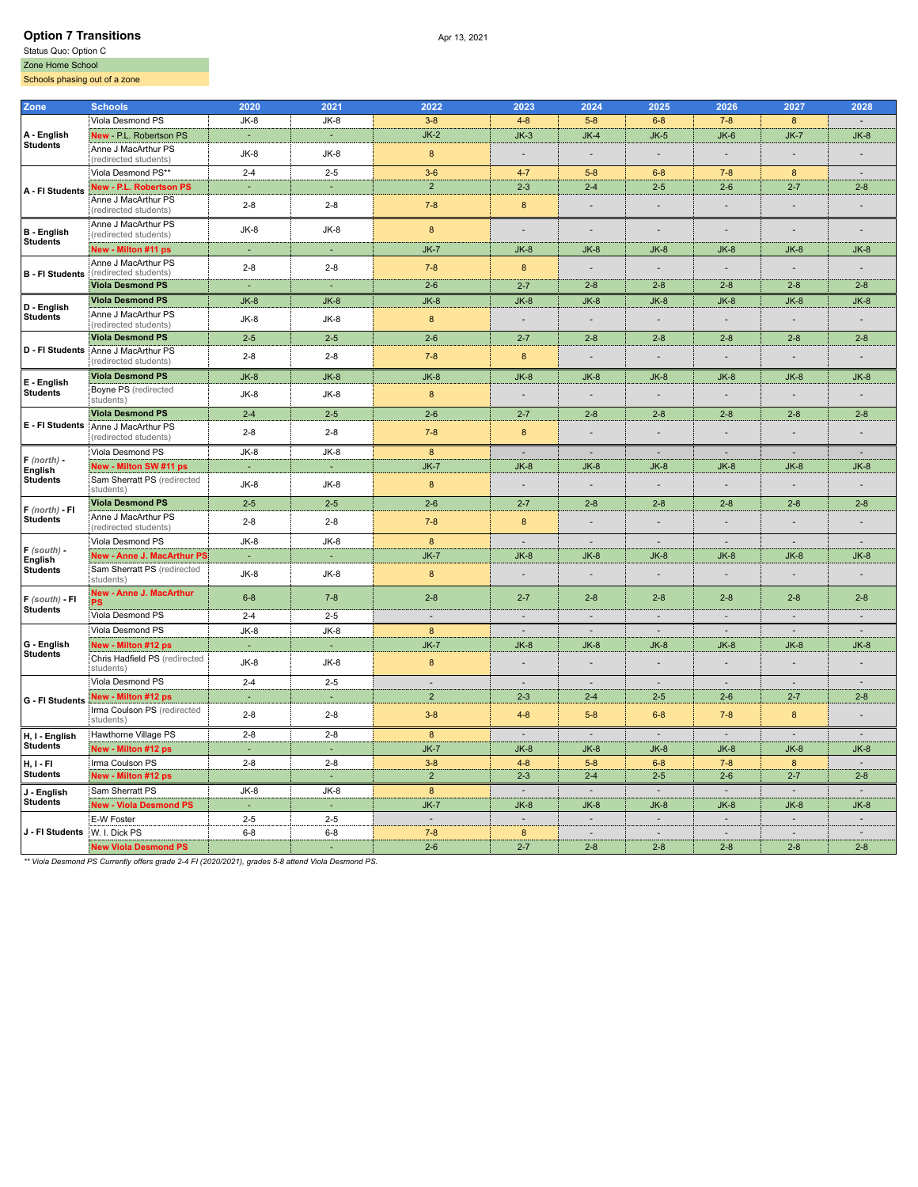## Option 7 Transitions

Apr 13, 2021

Status Quo: Option C

Zone Home School

Schools phasing out of a zone

| Zone | Schools | 2020 | 2021 | 2022 | 2023 | 2024 | 2025 | 2026 | 2027 | 2028 |
|---|---|---|---|---|---|---|---|---|---|---|
| A - English Students | Viola Desmond PS | JK-8 | JK-8 | 3-8 | 4-8 | 5-8 | 6-8 | 7-8 | 8 | - |
| | New - P.L. Robertson PS | - | - | JK-2 | JK-3 | JK-4 | JK-5 | JK-6 | JK-7 | JK-8 |
| | Anne J MacArthur PS (redirected students) | JK-8 | JK-8 | 8 | - | - | - | - | - | - |
| A - FI Students | Viola Desmond PS** | 2-4 | 2-5 | 3-6 | 4-7 | 5-8 | 6-8 | 7-8 | 8 | - |
| | New - P.L. Robertson PS | - | - | 2 | 2-3 | 2-4 | 2-5 | 2-6 | 2-7 | 2-8 |
| | Anne J MacArthur PS (redirected students) | 2-8 | 2-8 | 7-8 | 8 | - | - | - | - | - |
| B - English Students | Anne J MacArthur PS (redirected students) | JK-8 | JK-8 | 8 | - | - | - | - | - | - |
| | New - Milton #11 ps | - | - | JK-7 | JK-8 | JK-8 | JK-8 | JK-8 | JK-8 | JK-8 |
| B - FI Students | Anne J MacArthur PS (redirected students) | 2-8 | 2-8 | 7-8 | 8 | - | - | - | - | - |
| | Viola Desmond PS | - | - | 2-6 | 2-7 | 2-8 | 2-8 | 2-8 | 2-8 | 2-8 |
| D - English Students | Viola Desmond PS | JK-8 | JK-8 | JK-8 | JK-8 | JK-8 | JK-8 | JK-8 | JK-8 | JK-8 |
| | Anne J MacArthur PS (redirected students) | JK-8 | JK-8 | 8 | - | - | - | - | - | - |
| D - FI Students | Viola Desmond PS | 2-5 | 2-5 | 2-6 | 2-7 | 2-8 | 2-8 | 2-8 | 2-8 | 2-8 |
| | Anne J MacArthur PS (redirected students) | 2-8 | 2-8 | 7-8 | 8 | - | - | - | - | - |
| E - English Students | Viola Desmond PS | JK-8 | JK-8 | JK-8 | JK-8 | JK-8 | JK-8 | JK-8 | JK-8 | JK-8 |
| | Boyne PS (redirected students) | JK-8 | JK-8 | 8 | - | - | - | - | - | - |
| E - FI Students | Viola Desmond PS | 2-4 | 2-5 | 2-6 | 2-7 | 2-8 | 2-8 | 2-8 | 2-8 | 2-8 |
| | Anne J MacArthur PS (redirected students) | 2-8 | 2-8 | 7-8 | 8 | - | - | - | - | - |
| F (north) - English Students | Viola Desmond PS | JK-8 | JK-8 | 8 | - | - | - | - | - | - |
| | New - Milton SW #11 ps | - | - | JK-7 | JK-8 | JK-8 | JK-8 | JK-8 | JK-8 | JK-8 |
| | Sam Sherratt PS (redirected students) | JK-8 | JK-8 | 8 | - | - | - | - | - | - |
| F (north) - FI Students | Viola Desmond PS | 2-5 | 2-5 | 2-6 | 2-7 | 2-8 | 2-8 | 2-8 | 2-8 | 2-8 |
| | Anne J MacArthur PS (redirected students) | 2-8 | 2-8 | 7-8 | 8 | - | - | - | - | - |
| F (south) - English Students | Viola Desmond PS | JK-8 | JK-8 | 8 | - | - | - | - | - | - |
| | New - Anne J. MacArthur PS | - | - | JK-7 | JK-8 | JK-8 | JK-8 | JK-8 | JK-8 | JK-8 |
| | Sam Sherratt PS (redirected students) | JK-8 | JK-8 | 8 | - | - | - | - | - | - |
| F (south) - FI Students | New - Anne J. MacArthur PS | 6-8 | 7-8 | 2-8 | 2-7 | 2-8 | 2-8 | 2-8 | 2-8 | 2-8 |
| | Viola Desmond PS | 2-4 | 2-5 | - | - | - | - | - | - | - |
| G - English Students | Viola Desmond PS | JK-8 | JK-8 | 8 | - | - | - | - | - | - |
| | New - Milton #12 ps | - | - | JK-7 | JK-8 | JK-8 | JK-8 | JK-8 | JK-8 | JK-8 |
| | Chris Hadfield PS (redirected students) | JK-8 | JK-8 | 8 | - | - | - | - | - | - |
| G - FI Students | Viola Desmond PS | 2-4 | 2-5 | - | - | - | - | - | - | - |
| | New - Milton #12 ps | - | - | 2 | 2-3 | 2-4 | 2-5 | 2-6 | 2-7 | 2-8 |
| | Irma Coulson PS (redirected students) | 2-8 | 2-8 | 3-8 | 4-8 | 5-8 | 6-8 | 7-8 | 8 | - |
| H, I - English Students | Hawthorne Village PS | 2-8 | 2-8 | 8 | - | - | - | - | - | - |
| | New - Milton #12 ps | - | - | JK-7 | JK-8 | JK-8 | JK-8 | JK-8 | JK-8 | JK-8 |
| H, I - FI Students | Irma Coulson PS | 2-8 | 2-8 | 3-8 | 4-8 | 5-8 | 6-8 | 7-8 | 8 | - |
| | New - Milton #12 ps | | - | 2 | 2-3 | 2-4 | 2-5 | 2-6 | 2-7 | 2-8 |
| J - English Students | Sam Sherratt PS | JK-8 | JK-8 | 8 | - | - | - | - | - | - |
| | New - Viola Desmond PS | - | - | JK-7 | JK-8 | JK-8 | JK-8 | JK-8 | JK-8 | JK-8 |
| J - FI Students | E-W Foster | 2-5 | 2-5 | - | - | - | - | - | - | - |
| | W. I. Dick PS | 6-8 | 6-8 | 7-8 | 8 | - | - | - | - | - |
| | New Viola Desmond PS | | - | 2-6 | 2-7 | 2-8 | 2-8 | 2-8 | 2-8 | 2-8 |

*** Viola Desmond PS Currently offers grade 2-4 FI (2020/2021), grades 5-8 attend Viola Desmond PS.*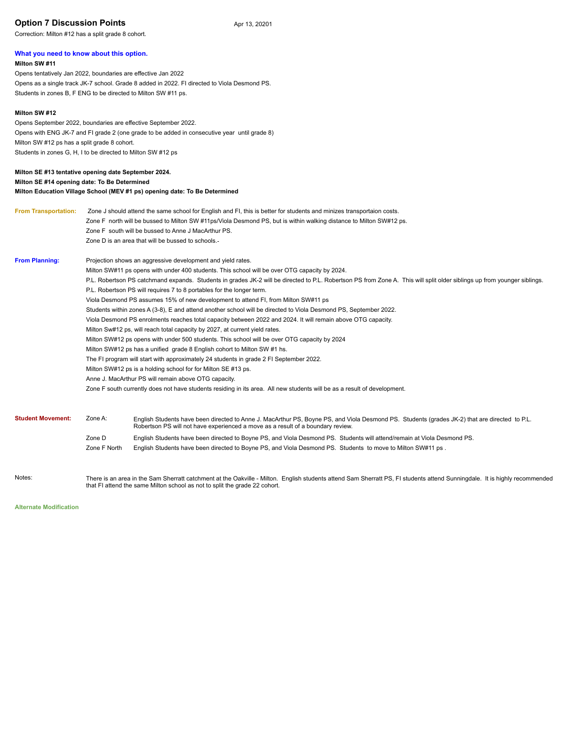## Option 7 Discussion Points

Apr 13, 20201

Correction: Milton #12 has a split grade 8 cohort.

### What you need to know about this option.

**Milton SW #11**

Opens tentatively Jan 2022, boundaries are effective Jan 2022

Opens as a single track JK-7 school. Grade 8 added in 2022. FI directed to Viola Desmond PS.

Students in zones B, F ENG to be directed to Milton SW #11 ps.

**Milton SW #12**

Opens September 2022, boundaries are effective September 2022.

Opens with ENG JK-7 and FI grade 2 (one grade to be added in consecutive year until grade 8)

Milton SW #12 ps has a split grade 8 cohort.

Students in zones G, H, I to be directed to Milton SW #12 ps

**Milton SE #13 tentative opening date September 2024.**

**Milton SE #14 opening date: To Be Determined**

**Milton Education Village School (MEV #1 ps) opening date: To Be Determined**

**From Transportation:**

Zone J should attend the same school for English and FI, this is better for students and minizes transportaion costs.

Zone F north will be bussed to Milton SW #11ps/Viola Desmond PS, but is within walking distance to Milton SW#12 ps.

Zone F south will be bussed to Anne J MacArthur PS.

Zone D is an area that will be bussed to schools.-

**From Planning:**

Projection shows an aggressive development and yield rates.

Milton SW#11 ps opens with under 400 students. This school will be over OTG capacity by 2024.

P.L. Robertson PS catchmand expands. Students in grades JK-2 will be directed to P.L. Robertson PS from Zone A. This will split older siblings up from younger siblings.

P.L. Robertson PS will requires 7 to 8 portables for the longer term.

Viola Desmond PS assumes 15% of new development to attend FI, from Milton SW#11 ps

Students within zones A (3-8), E and attend another school will be directed to Viola Desmond PS, September 2022.

Viola Desmond PS enrolments reaches total capacity between 2022 and 2024. It will remain above OTG capacity.

Milton Sw#12 ps, will reach total capacity by 2027, at current yield rates.

Milton SW#12 ps opens with under 500 students. This school will be over OTG capacity by 2024

Milton SW#12 ps has a unified grade 8 English cohort to Milton SW #1 hs.

The FI program will start with approximately 24 students in grade 2 FI September 2022.

Milton SW#12 ps is a holding school for for Milton SE #13 ps.

Anne J. MacArthur PS will remain above OTG capacity.

Zone F south currently does not have students residing in its area. All new students will be as a result of development.

**Student Movement:**

| | |
|---|---|
| Zone A: | English Students have been directed to Anne J. MacArthur PS, Boyne PS, and Viola Desmond PS. Students (grades JK-2) that are directed to P.L. Robertson PS will not have experienced a move as a result of a boundary review. |
| Zone D | English Students have been directed to Boyne PS, and Viola Desmond PS. Students will attend/remain at Viola Desmond PS. |
| Zone F North | English Students have been directed to Boyne PS, and Viola Desmond PS. Students to move to Milton SW#11 ps . |

Notes:

There is an area in the Sam Sherratt catchment at the Oakville - Milton. English students attend Sam Sherratt PS, FI students attend Sunningdale. It is highly recommended that FI attend the same Milton school as not to split the grade 22 cohort.

**Alternate Modification**